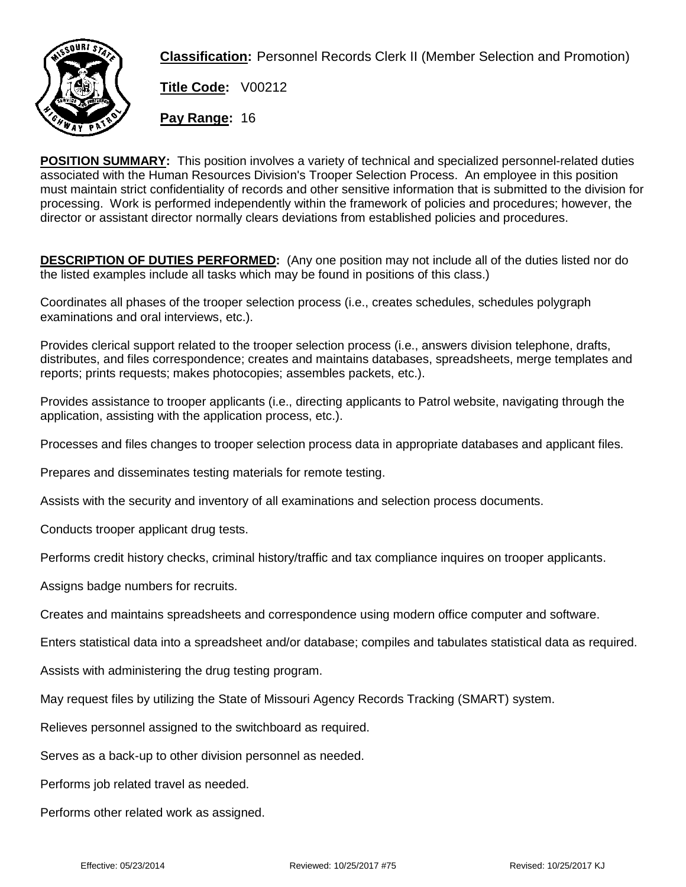**Classification:** Personnel Records Clerk II (Member Selection and Promotion)

**Title Code:** V00212

**Pay Range:** 16

**POSITION SUMMARY:** This position involves a variety of technical and specialized personnel-related duties associated with the Human Resources Division's Trooper Selection Process. An employee in this position must maintain strict confidentiality of records and other sensitive information that is submitted to the division for processing. Work is performed independently within the framework of policies and procedures; however, the director or assistant director normally clears deviations from established policies and procedures.

**DESCRIPTION OF DUTIES PERFORMED:** (Any one position may not include all of the duties listed nor do the listed examples include all tasks which may be found in positions of this class.)

Coordinates all phases of the trooper selection process (i.e., creates schedules, schedules polygraph examinations and oral interviews, etc.).

Provides clerical support related to the trooper selection process (i.e., answers division telephone, drafts, distributes, and files correspondence; creates and maintains databases, spreadsheets, merge templates and reports; prints requests; makes photocopies; assembles packets, etc.).

Provides assistance to trooper applicants (i.e., directing applicants to Patrol website, navigating through the application, assisting with the application process, etc.).

Processes and files changes to trooper selection process data in appropriate databases and applicant files.

Prepares and disseminates testing materials for remote testing.

Assists with the security and inventory of all examinations and selection process documents.

Conducts trooper applicant drug tests.

Performs credit history checks, criminal history/traffic and tax compliance inquires on trooper applicants.

Assigns badge numbers for recruits.

Creates and maintains spreadsheets and correspondence using modern office computer and software.

Enters statistical data into a spreadsheet and/or database; compiles and tabulates statistical data as required.

Assists with administering the drug testing program.

May request files by utilizing the State of Missouri Agency Records Tracking (SMART) system.

Relieves personnel assigned to the switchboard as required.

Serves as a back-up to other division personnel as needed.

Performs job related travel as needed.

Performs other related work as assigned.

Effective: 05/23/2014 Reviewed: 10/25/2017 #75 Revised: 10/25/2017 KJ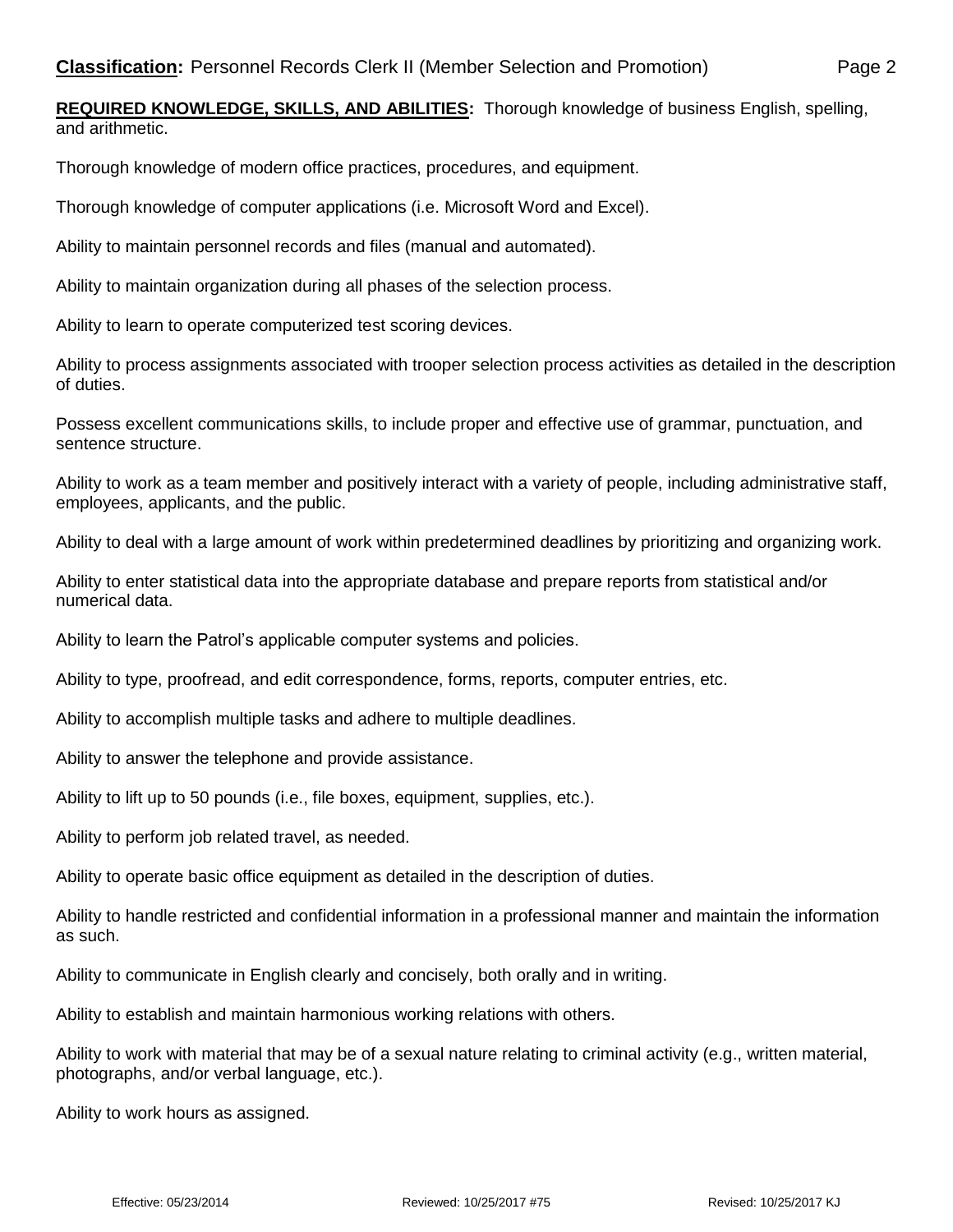**Classification:** Personnel Records Clerk II (Member Selection and Promotion)

**REQUIRED KNOWLEDGE, SKILLS, AND ABILITIES:** Thorough knowledge of business English, spelling, and arithmetic.

Thorough knowledge of modern office practices, procedures, and equipment.

Thorough knowledge of computer applications (i.e. Microsoft Word and Excel).

Ability to maintain personnel records and files (manual and automated).

Ability to maintain organization during all phases of the selection process.

Ability to learn to operate computerized test scoring devices.

Ability to process assignments associated with trooper selection process activities as detailed in the description of duties.

Possess excellent communications skills, to include proper and effective use of grammar, punctuation, and sentence structure.

Ability to work as a team member and positively interact with a variety of people, including administrative staff, employees, applicants, and the public.

Ability to deal with a large amount of work within predetermined deadlines by prioritizing and organizing work.

Ability to enter statistical data into the appropriate database and prepare reports from statistical and/or numerical data.

Ability to learn the Patrol's applicable computer systems and policies.

Ability to type, proofread, and edit correspondence, forms, reports, computer entries, etc.

Ability to accomplish multiple tasks and adhere to multiple deadlines.

Ability to answer the telephone and provide assistance.

Ability to lift up to 50 pounds (i.e., file boxes, equipment, supplies, etc.).

Ability to perform job related travel, as needed.

Ability to operate basic office equipment as detailed in the description of duties.

Ability to handle restricted and confidential information in a professional manner and maintain the information as such.

Ability to communicate in English clearly and concisely, both orally and in writing.

Ability to establish and maintain harmonious working relations with others.

Ability to work with material that may be of a sexual nature relating to criminal activity (e.g., written material, photographs, and/or verbal language, etc.).

Ability to work hours as assigned.

Effective: 05/23/2014 Reviewed: 10/25/2017 #75 Revised: 10/25/2017 KJ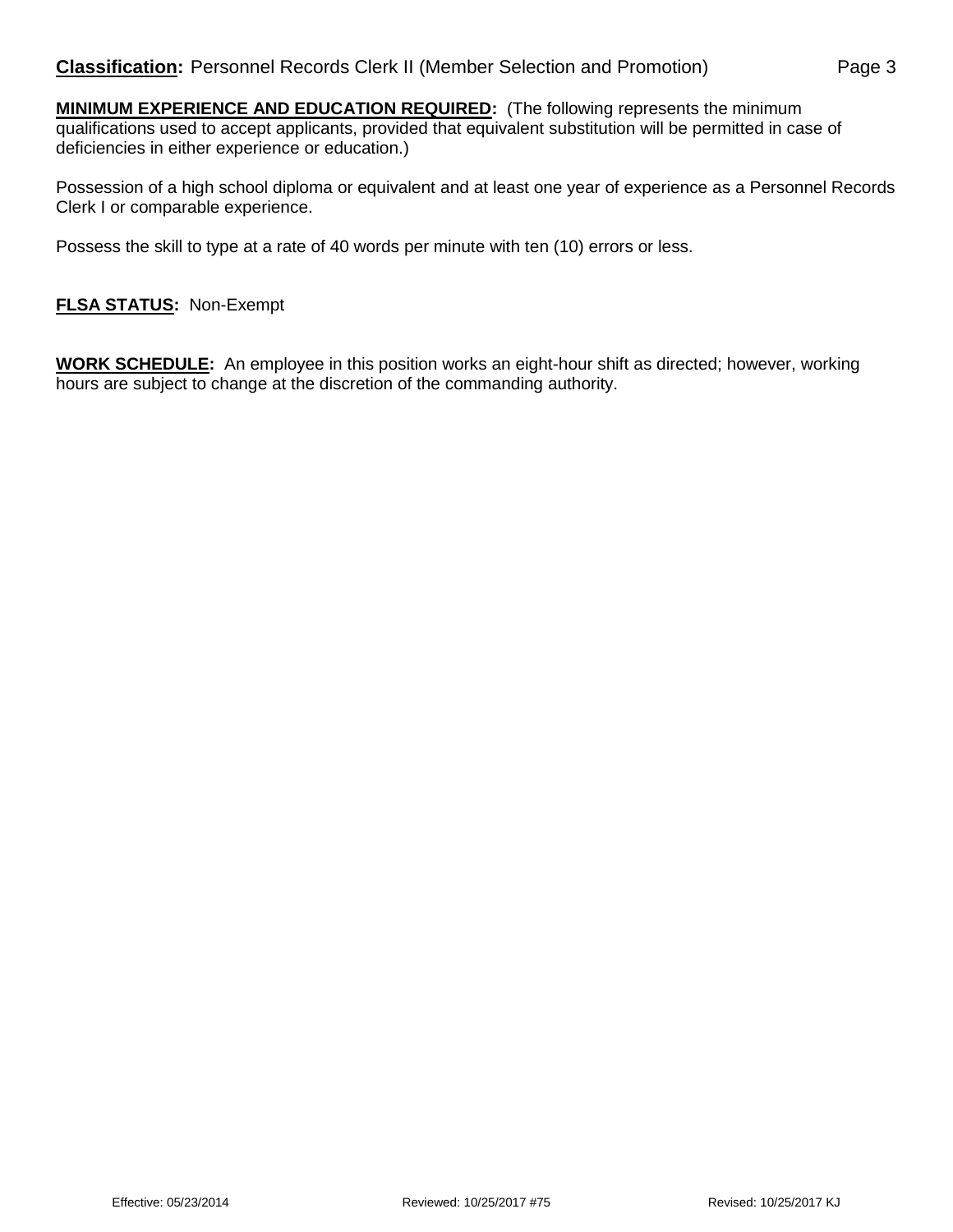**MINIMUM EXPERIENCE AND EDUCATION REQUIRED:** (The following represents the minimum qualifications used to accept applicants, provided that equivalent substitution will be permitted in case of deficiencies in either experience or education.)

Possession of a high school diploma or equivalent and at least one year of experience as a Personnel Records Clerk I or comparable experience.

Possess the skill to type at a rate of 40 words per minute with ten (10) errors or less.

**FLSA STATUS:** Non-Exempt

**WORK SCHEDULE:** An employee in this position works an eight-hour shift as directed; however, working hours are subject to change at the discretion of the commanding authority.